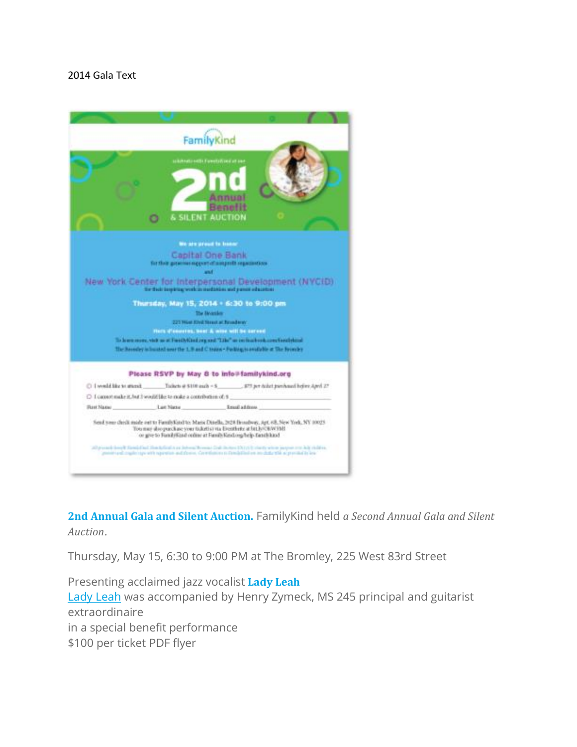2014 Gala Text

**2nd Annual Gala and Silent Auction.** FamilyKind held *a Second Annual Gala and Silent Auction*.

Thursday, May 15, 6:30 to 9:00 PM at The Bromley, 225 West 83rd Street

Presenting acclaimed jazz vocalist **Lady Leah**
Lady Leah was accompanied by Henry Zymeck, MS 245 principal and guitarist extraordinaire
in a special benefit performance
$100 per ticket PDF flyer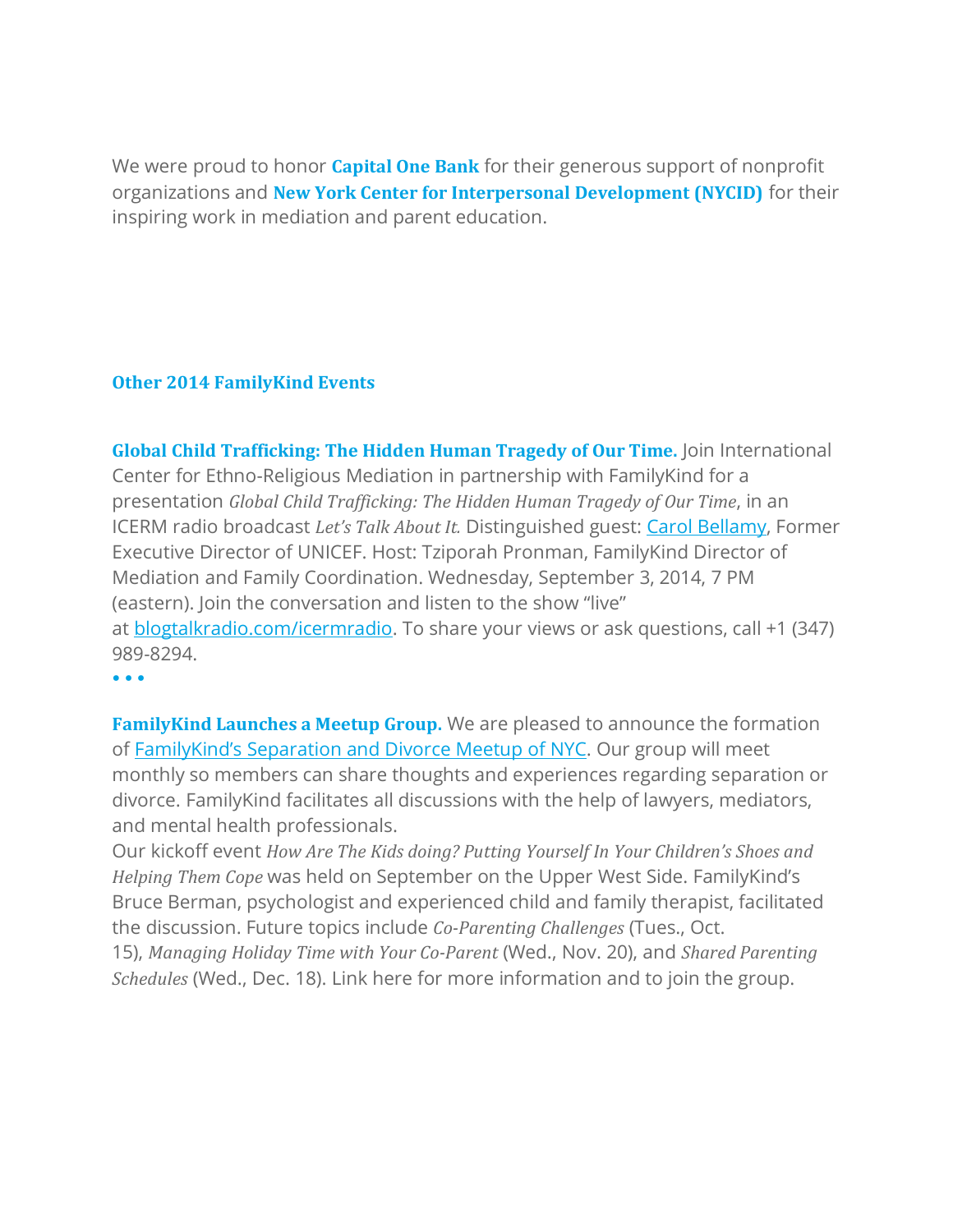We were proud to honor **Capital One Bank** for their generous support of nonprofit organizations and **New York Center for Interpersonal Development (NYCID)** for their inspiring work in mediation and parent education.

## Other 2014 FamilyKind Events

**Global Child Trafficking: The Hidden Human Tragedy of Our Time.** Join International Center for Ethno-Religious Mediation in partnership with FamilyKind for a presentation *Global Child Trafficking: The Hidden Human Tragedy of Our Time*, in an ICERM radio broadcast *Let's Talk About It.* Distinguished guest: Carol Bellamy, Former Executive Director of UNICEF. Host: Tziporah Pronman, FamilyKind Director of Mediation and Family Coordination. Wednesday, September 3, 2014, 7 PM (eastern). Join the conversation and listen to the show "live" at blogtalkradio.com/icermradio. To share your views or ask questions, call +1 (347) 989-8294.

• • •

**FamilyKind Launches a Meetup Group.** We are pleased to announce the formation of FamilyKind's Separation and Divorce Meetup of NYC. Our group will meet monthly so members can share thoughts and experiences regarding separation or divorce. FamilyKind facilitates all discussions with the help of lawyers, mediators, and mental health professionals.

Our kickoff event *How Are The Kids doing? Putting Yourself In Your Children's Shoes and Helping Them Cope* was held on September on the Upper West Side. FamilyKind's Bruce Berman, psychologist and experienced child and family therapist, facilitated the discussion. Future topics include *Co-Parenting Challenges* (Tues., Oct. 15), *Managing Holiday Time with Your Co-Parent* (Wed., Nov. 20), and *Shared Parenting Schedules* (Wed., Dec. 18). Link here for more information and to join the group.